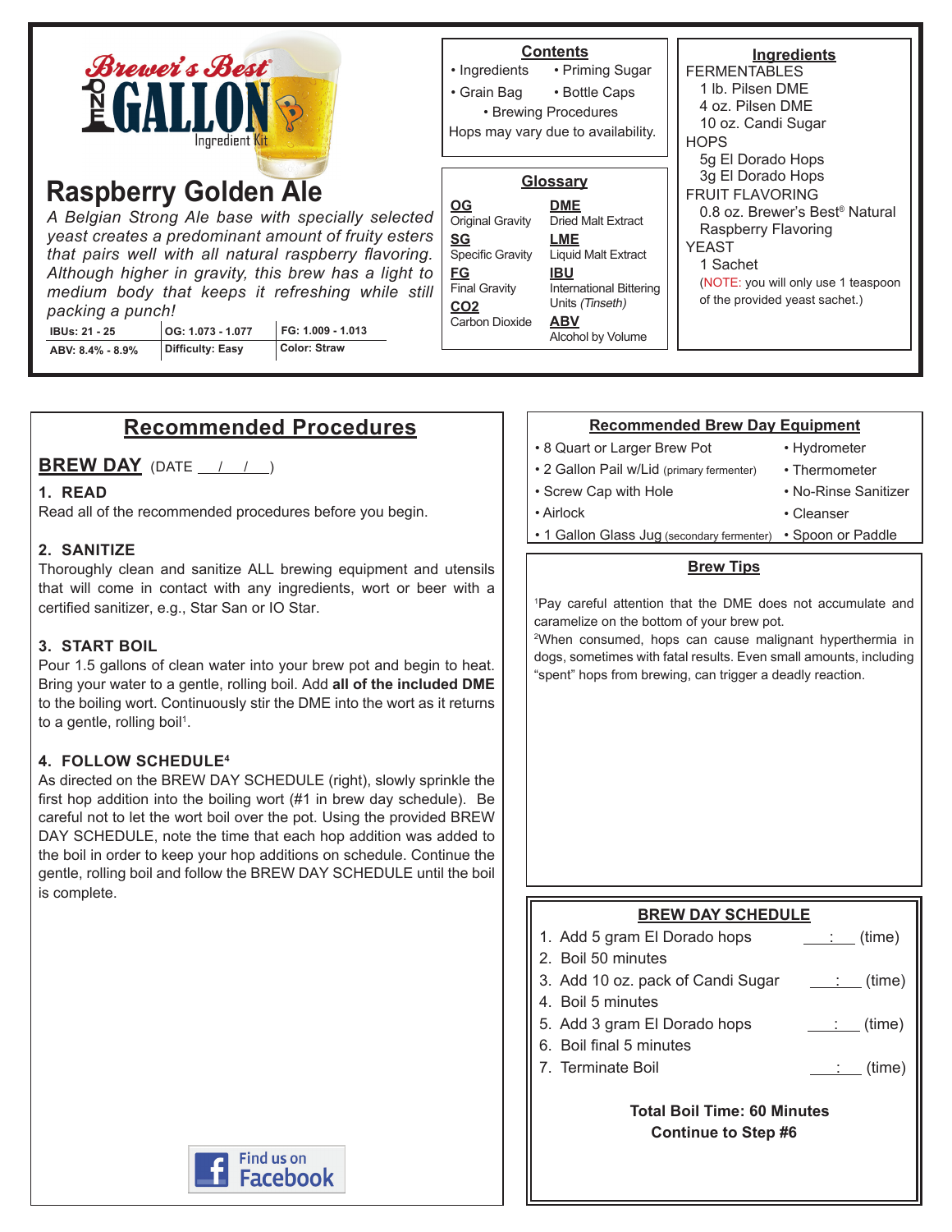Brewer's Best ONE GALLON Ingredient Kit

# Raspberry Golden Ale

*A Belgian Strong Ale base with specially selected yeast creates a predominant amount of fruity esters that pairs well with all natural raspberry flavoring. Although higher in gravity, this brew has a light to medium body that keeps it refreshing while still packing a punch!*

| IBUs: 21 - 25 | OG: 1.073 - 1.077 | FG: 1.009 - 1.013 |
|---|---|---|
| ABV: 8.4% - 8.9% | Difficulty: Easy | Color: Straw |

## Contents

- Ingredients
- Priming Sugar
- Grain Bag
- Bottle Caps
- Brewing Procedures

Hops may vary due to availability.

## Glossary

**OG** Original Gravity
**SG** Specific Gravity
**FG** Final Gravity
**CO2** Carbon Dioxide
**DME** Dried Malt Extract
**LME** Liquid Malt Extract
**IBU** International Bittering Units *(Tinseth)*
**ABV** Alcohol by Volume

## Ingredients

FERMENTABLES
- 1 lb. Pilsen DME
- 4 oz. Pilsen DME
- 10 oz. Candi Sugar

HOPS
- 5g El Dorado Hops
- 3g El Dorado Hops

FRUIT FLAVORING
- 0.8 oz. Brewer's Best® Natural Raspberry Flavoring

YEAST
- 1 Sachet

(NOTE: you will only use 1 teaspoon of the provided yeast sachet.)

## Recommended Procedures

### BREW DAY (DATE \_\_/\_\_/\_\_)

**1. READ**

Read all of the recommended procedures before you begin.

**2. SANITIZE**

Thoroughly clean and sanitize ALL brewing equipment and utensils that will come in contact with any ingredients, wort or beer with a certified sanitizer, e.g., Star San or IO Star.

**3. START BOIL**

Pour 1.5 gallons of clean water into your brew pot and begin to heat. Bring your water to a gentle, rolling boil. Add **all of the included DME** to the boiling wort. Continuously stir the DME into the wort as it returns to a gentle, rolling boil[1].

**4. FOLLOW SCHEDULE[4]**

As directed on the BREW DAY SCHEDULE (right), slowly sprinkle the first hop addition into the boiling wort (#1 in brew day schedule). Be careful not to let the wort boil over the pot. Using the provided BREW DAY SCHEDULE, note the time that each hop addition was added to the boil in order to keep your hop additions on schedule. Continue the gentle, rolling boil and follow the BREW DAY SCHEDULE until the boil is complete.

Find us on Facebook

## Recommended Brew Day Equipment

- 8 Quart or Larger Brew Pot
- 2 Gallon Pail w/Lid (primary fermenter)
- Screw Cap with Hole
- Airlock
- 1 Gallon Glass Jug (secondary fermenter)
- Hydrometer
- Thermometer
- No-Rinse Sanitizer
- Cleanser
- Spoon or Paddle

## Brew Tips

[1]Pay careful attention that the DME does not accumulate and caramelize on the bottom of your brew pot.

[2]When consumed, hops can cause malignant hyperthermia in dogs, sometimes with fatal results. Even small amounts, including "spent" hops from brewing, can trigger a deadly reaction.

## BREW DAY SCHEDULE

1. Add 5 gram El Dorado hops \_\_:\_\_ (time)
2. Boil 50 minutes
3. Add 10 oz. pack of Candi Sugar \_\_:\_\_ (time)
4. Boil 5 minutes
5. Add 3 gram El Dorado hops \_\_:\_\_ (time)
6. Boil final 5 minutes
7. Terminate Boil \_\_:\_\_ (time)

**Total Boil Time: 60 Minutes**
**Continue to Step #6**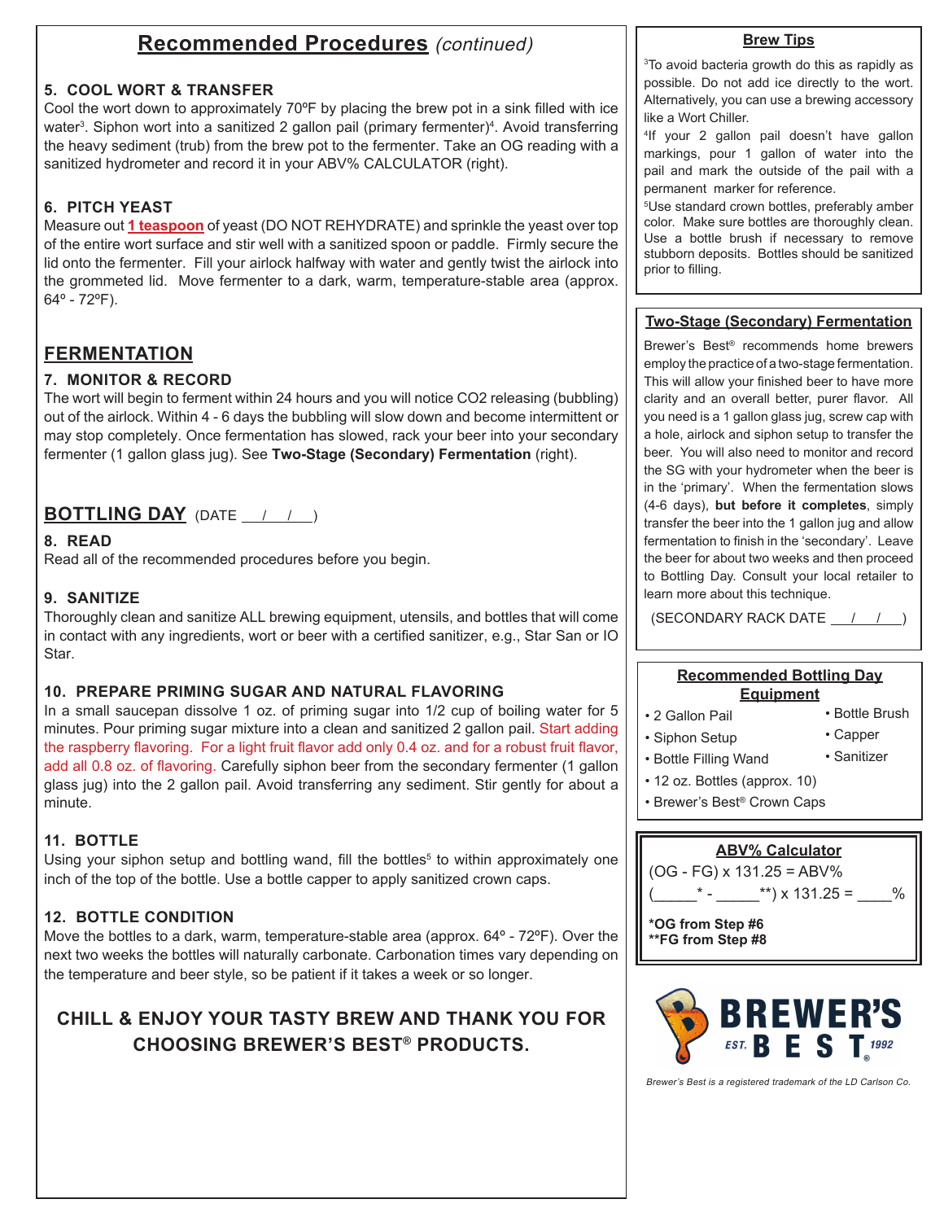# Recommended Procedures *(continued)*

### 5. COOL WORT & TRANSFER

Cool the wort down to approximately 70ºF by placing the brew pot in a sink filled with ice water[3]. Siphon wort into a sanitized 2 gallon pail (primary fermenter)[4]. Avoid transferring the heavy sediment (trub) from the brew pot to the fermenter. Take an OG reading with a sanitized hydrometer and record it in your ABV% CALCULATOR (right).

### 6. PITCH YEAST

Measure out **1 teaspoon** of yeast (DO NOT REHYDRATE) and sprinkle the yeast over top of the entire wort surface and stir well with a sanitized spoon or paddle. Firmly secure the lid onto the fermenter. Fill your airlock halfway with water and gently twist the airlock into the grommeted lid. Move fermenter to a dark, warm, temperature-stable area (approx. 64º - 72ºF).

## FERMENTATION

### 7. MONITOR & RECORD

The wort will begin to ferment within 24 hours and you will notice CO2 releasing (bubbling) out of the airlock. Within 4 - 6 days the bubbling will slow down and become intermittent or may stop completely. Once fermentation has slowed, rack your beer into your secondary fermenter (1 gallon glass jug). See **Two-Stage (Secondary) Fermentation** (right).

## BOTTLING DAY (DATE ___/___/___)

### 8. READ

Read all of the recommended procedures before you begin.

### 9. SANITIZE

Thoroughly clean and sanitize ALL brewing equipment, utensils, and bottles that will come in contact with any ingredients, wort or beer with a certified sanitizer, e.g., Star San or IO Star.

### 10. PREPARE PRIMING SUGAR AND NATURAL FLAVORING

In a small saucepan dissolve 1 oz. of priming sugar into 1/2 cup of boiling water for 5 minutes. Pour priming sugar mixture into a clean and sanitized 2 gallon pail. Start adding the raspberry flavoring. For a light fruit flavor add only 0.4 oz. and for a robust fruit flavor, add all 0.8 oz. of flavoring. Carefully siphon beer from the secondary fermenter (1 gallon glass jug) into the 2 gallon pail. Avoid transferring any sediment. Stir gently for about a minute.

### 11. BOTTLE

Using your siphon setup and bottling wand, fill the bottles[5] to within approximately one inch of the top of the bottle. Use a bottle capper to apply sanitized crown caps.

### 12. BOTTLE CONDITION

Move the bottles to a dark, warm, temperature-stable area (approx. 64º - 72ºF). Over the next two weeks the bottles will naturally carbonate. Carbonation times vary depending on the temperature and beer style, so be patient if it takes a week or so longer.

**CHILL & ENJOY YOUR TASTY BREW AND THANK YOU FOR CHOOSING BREWER'S BEST® PRODUCTS.**

### Brew Tips

[3]To avoid bacteria growth do this as rapidly as possible. Do not add ice directly to the wort. Alternatively, you can use a brewing accessory like a Wort Chiller.

[4]If your 2 gallon pail doesn't have gallon markings, pour 1 gallon of water into the pail and mark the outside of the pail with a permanent marker for reference.

[5]Use standard crown bottles, preferably amber color. Make sure bottles are thoroughly clean. Use a bottle brush if necessary to remove stubborn deposits. Bottles should be sanitized prior to filling.

### Two-Stage (Secondary) Fermentation

Brewer's Best® recommends home brewers employ the practice of a two-stage fermentation. This will allow your finished beer to have more clarity and an overall better, purer flavor. All you need is a 1 gallon glass jug, screw cap with a hole, airlock and siphon setup to transfer the beer. You will also need to monitor and record the SG with your hydrometer when the beer is in the 'primary'. When the fermentation slows (4-6 days), **but before it completes**, simply transfer the beer into the 1 gallon jug and allow fermentation to finish in the 'secondary'. Leave the beer for about two weeks and then proceed to Bottling Day. Consult your local retailer to learn more about this technique.

(SECONDARY RACK DATE ___/___/___)

### Recommended Bottling Day Equipment

- 2 Gallon Pail
- Siphon Setup
- Bottle Filling Wand
- 12 oz. Bottles (approx. 10)
- Brewer's Best® Crown Caps
- Bottle Brush
- Capper
- Sanitizer

### ABV% Calculator

(OG - FG) x 131.25 = ABV%

(_____* - _____**) x 131.25 = ____%

**\*OG from Step #6**
**\*\*FG from Step #8**

BREWER'S BEST® EST. 1992

*Brewer's Best is a registered trademark of the LD Carlson Co.*